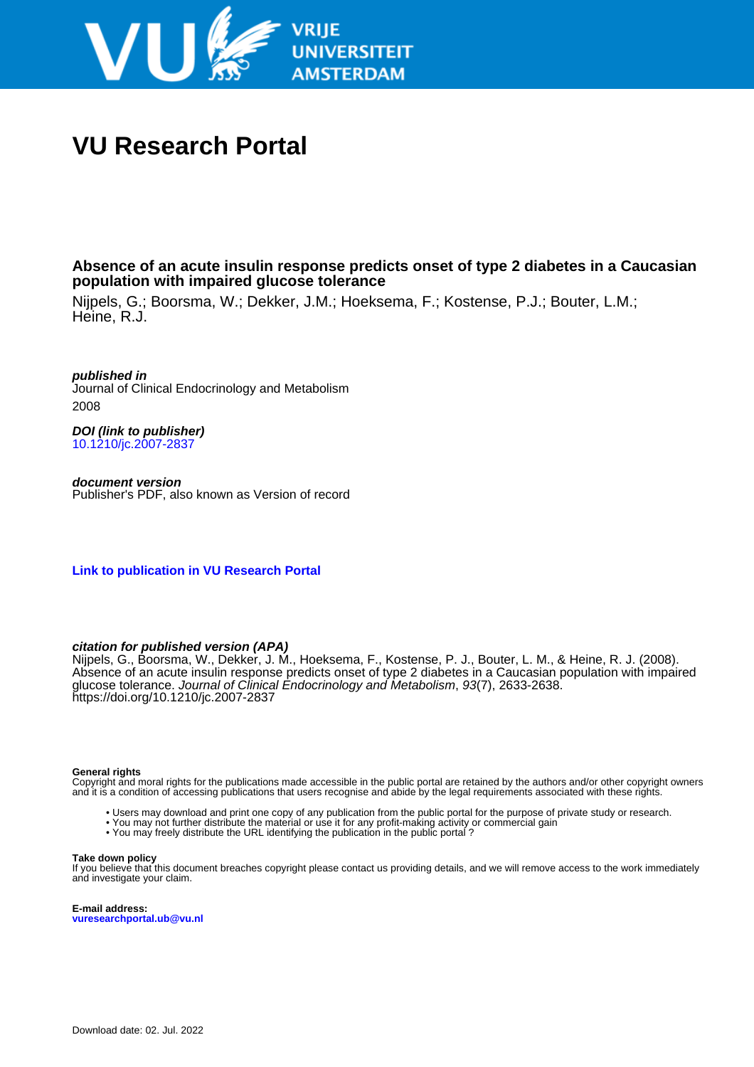# VU Research Portal

## Absence of an acute insulin response predicts onset of type 2 diabetes in a Caucasian population with impaired glucose tolerance

Nijpels, G.; Boorsma, W.; Dekker, J.M.; Hoeksema, F.; Kostense, P.J.; Bouter, L.M.; Heine, R.J.

***published in***
Journal of Clinical Endocrinology and Metabolism
2008

***DOI (link to publisher)***
10.1210/jc.2007-2837

***document version***
Publisher's PDF, also known as Version of record

**Link to publication in VU Research Portal**

***citation for published version (APA)***
Nijpels, G., Boorsma, W., Dekker, J. M., Hoeksema, F., Kostense, P. J., Bouter, L. M., & Heine, R. J. (2008). Absence of an acute insulin response predicts onset of type 2 diabetes in a Caucasian population with impaired glucose tolerance. *Journal of Clinical Endocrinology and Metabolism*, *93*(7), 2633-2638. https://doi.org/10.1210/jc.2007-2837

**General rights**
Copyright and moral rights for the publications made accessible in the public portal are retained by the authors and/or other copyright owners and it is a condition of accessing publications that users recognise and abide by the legal requirements associated with these rights.

- Users may download and print one copy of any publication from the public portal for the purpose of private study or research.
- You may not further distribute the material or use it for any profit-making activity or commercial gain
- You may freely distribute the URL identifying the publication in the public portal ?

**Take down policy**
If you believe that this document breaches copyright please contact us providing details, and we will remove access to the work immediately and investigate your claim.

**E-mail address:**
**vuresearchportal.ub@vu.nl**

Download date: 02. Jul. 2022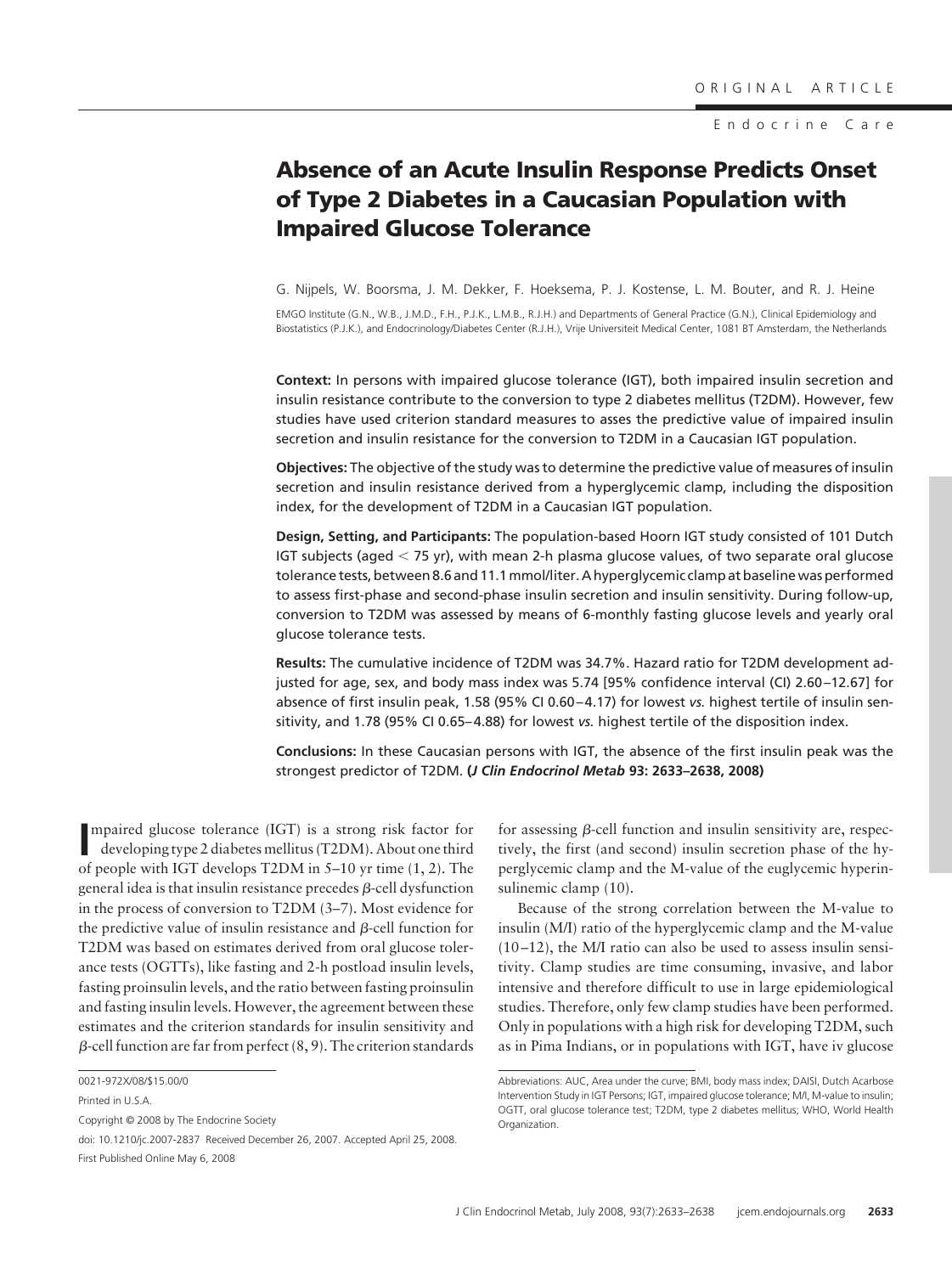ORIGINAL ARTICLE

Endocrine Care

# Absence of an Acute Insulin Response Predicts Onset of Type 2 Diabetes in a Caucasian Population with Impaired Glucose Tolerance

G. Nijpels, W. Boorsma, J. M. Dekker, F. Hoeksema, P. J. Kostense, L. M. Bouter, and R. J. Heine

EMGO Institute (G.N., W.B., J.M.D., F.H., P.J.K., L.M.B., R.J.H.) and Departments of General Practice (G.N.), Clinical Epidemiology and Biostatistics (P.J.K.), and Endocrinology/Diabetes Center (R.J.H.), Vrije Universiteit Medical Center, 1081 BT Amsterdam, the Netherlands

**Context:** In persons with impaired glucose tolerance (IGT), both impaired insulin secretion and insulin resistance contribute to the conversion to type 2 diabetes mellitus (T2DM). However, few studies have used criterion standard measures to asses the predictive value of impaired insulin secretion and insulin resistance for the conversion to T2DM in a Caucasian IGT population.

**Objectives:** The objective of the study was to determine the predictive value of measures of insulin secretion and insulin resistance derived from a hyperglycemic clamp, including the disposition index, for the development of T2DM in a Caucasian IGT population.

**Design, Setting, and Participants:** The population-based Hoorn IGT study consisted of 101 Dutch IGT subjects (aged < 75 yr), with mean 2-h plasma glucose values, of two separate oral glucose tolerance tests, between 8.6 and 11.1 mmol/liter. A hyperglycemic clamp at baseline was performed to assess first-phase and second-phase insulin secretion and insulin sensitivity. During follow-up, conversion to T2DM was assessed by means of 6-monthly fasting glucose levels and yearly oral glucose tolerance tests.

**Results:** The cumulative incidence of T2DM was 34.7%. Hazard ratio for T2DM development adjusted for age, sex, and body mass index was 5.74 [95% confidence interval (CI) 2.60–12.67] for absence of first insulin peak, 1.58 (95% CI 0.60–4.17) for lowest *vs.* highest tertile of insulin sensitivity, and 1.78 (95% CI 0.65–4.88) for lowest *vs.* highest tertile of the disposition index.

**Conclusions:** In these Caucasian persons with IGT, the absence of the first insulin peak was the strongest predictor of T2DM. **(*J Clin Endocrinol Metab* 93: 2633–2638, 2008)**

Impaired glucose tolerance (IGT) is a strong risk factor for developing type 2 diabetes mellitus (T2DM). About one third of people with IGT develops T2DM in 5–10 yr time (1, 2). The general idea is that insulin resistance precedes β-cell dysfunction in the process of conversion to T2DM (3–7). Most evidence for the predictive value of insulin resistance and β-cell function for T2DM was based on estimates derived from oral glucose tolerance tests (OGTTs), like fasting and 2-h postload insulin levels, fasting proinsulin levels, and the ratio between fasting proinsulin and fasting insulin levels. However, the agreement between these estimates and the criterion standards for insulin sensitivity and β-cell function are far from perfect (8, 9). The criterion standards for assessing β-cell function and insulin sensitivity are, respectively, the first (and second) insulin secretion phase of the hyperglycemic clamp and the M-value of the euglycemic hyperinsulinemic clamp (10).

Because of the strong correlation between the M-value to insulin (M/I) ratio of the hyperglycemic clamp and the M-value (10–12), the M/I ratio can also be used to assess insulin sensitivity. Clamp studies are time consuming, invasive, and labor intensive and therefore difficult to use in large epidemiological studies. Therefore, only few clamp studies have been performed. Only in populations with a high risk for developing T2DM, such as in Pima Indians, or in populations with IGT, have iv glucose

0021-972X/08/$15.00/0

Printed in U.S.A.

Copyright © 2008 by The Endocrine Society

doi: 10.1210/jc.2007-2837 Received December 26, 2007. Accepted April 25, 2008.

First Published Online May 6, 2008

Abbreviations: AUC, Area under the curve; BMI, body mass index; DAISI, Dutch Acarbose Intervention Study in IGT Persons; IGT, impaired glucose tolerance; M/I, M-value to insulin; OGTT, oral glucose tolerance test; T2DM, type 2 diabetes mellitus; WHO, World Health Organization.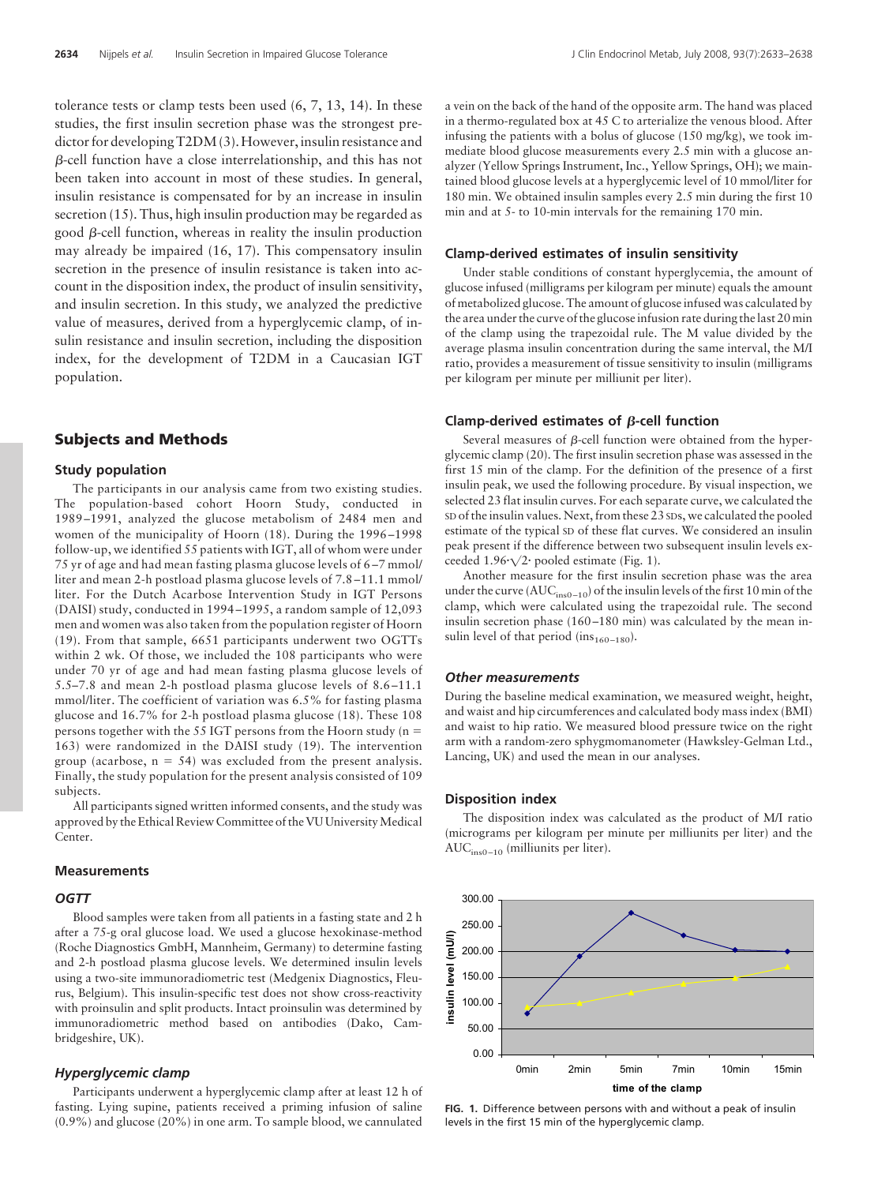tolerance tests or clamp tests been used (6, 7, 13, 14). In these studies, the first insulin secretion phase was the strongest predictor for developing T2DM (3). However, insulin resistance and β-cell function have a close interrelationship, and this has not been taken into account in most of these studies. In general, insulin resistance is compensated for by an increase in insulin secretion (15). Thus, high insulin production may be regarded as good β-cell function, whereas in reality the insulin production may already be impaired (16, 17). This compensatory insulin secretion in the presence of insulin resistance is taken into account in the disposition index, the product of insulin sensitivity, and insulin secretion. In this study, we analyzed the predictive value of measures, derived from a hyperglycemic clamp, of insulin resistance and insulin secretion, including the disposition index, for the development of T2DM in a Caucasian IGT population.

## Subjects and Methods

### Study population

The participants in our analysis came from two existing studies. The population-based cohort Hoorn Study, conducted in 1989–1991, analyzed the glucose metabolism of 2484 men and women of the municipality of Hoorn (18). During the 1996–1998 follow-up, we identified 55 patients with IGT, all of whom were under 75 yr of age and had mean fasting plasma glucose levels of 6–7 mmol/liter and mean 2-h postload plasma glucose levels of 7.8–11.1 mmol/liter. For the Dutch Acarbose Intervention Study in IGT Persons (DAISI) study, conducted in 1994–1995, a random sample of 12,093 men and women was also taken from the population register of Hoorn (19). From that sample, 6651 participants underwent two OGTTs within 2 wk. Of those, we included the 108 participants who were under 70 yr of age and had mean fasting plasma glucose levels of 5.5–7.8 and mean 2-h postload plasma glucose levels of 8.6–11.1 mmol/liter. The coefficient of variation was 6.5% for fasting plasma glucose and 16.7% for 2-h postload plasma glucose (18). These 108 persons together with the 55 IGT persons from the Hoorn study ($n = 163$) were randomized in the DAISI study (19). The intervention group (acarbose, $n = 54$) was excluded from the present analysis. Finally, the study population for the present analysis consisted of 109 subjects.

All participants signed written informed consents, and the study was approved by the Ethical Review Committee of the VU University Medical Center.

### Measurements

#### *OGTT*

Blood samples were taken from all patients in a fasting state and 2 h after a 75-g oral glucose load. We used a glucose hexokinase-method (Roche Diagnostics GmbH, Mannheim, Germany) to determine fasting and 2-h postload plasma glucose levels. We determined insulin levels using a two-site immunoradiometric test (Medgenix Diagnostics, Fleurus, Belgium). This insulin-specific test does not show cross-reactivity with proinsulin and split products. Intact proinsulin was determined by immunoradiometric method based on antibodies (Dako, Cambridgeshire, UK).

#### *Hyperglycemic clamp*

Participants underwent a hyperglycemic clamp after at least 12 h of fasting. Lying supine, patients received a priming infusion of saline (0.9%) and glucose (20%) in one arm. To sample blood, we cannulated a vein on the back of the hand of the opposite arm. The hand was placed in a thermo-regulated box at 45 C to arterialize the venous blood. After infusing the patients with a bolus of glucose (150 mg/kg), we took immediate blood glucose measurements every 2.5 min with a glucose analyzer (Yellow Springs Instrument, Inc., Yellow Springs, OH); we maintained blood glucose levels at a hyperglycemic level of 10 mmol/liter for 180 min. We obtained insulin samples every 2.5 min during the first 10 min and at 5- to 10-min intervals for the remaining 170 min.

### Clamp-derived estimates of insulin sensitivity

Under stable conditions of constant hyperglycemia, the amount of glucose infused (milligrams per kilogram per minute) equals the amount of metabolized glucose. The amount of glucose infused was calculated by the area under the curve of the glucose infusion rate during the last 20 min of the clamp using the trapezoidal rule. The M value divided by the average plasma insulin concentration during the same interval, the M/I ratio, provides a measurement of tissue sensitivity to insulin (milligrams per kilogram per minute per milliunit per liter).

### Clamp-derived estimates of β-cell function

Several measures of β-cell function were obtained from the hyperglycemic clamp (20). The first insulin secretion phase was assessed in the first 15 min of the clamp. For the definition of the presence of a first insulin peak, we used the following procedure. By visual inspection, we selected 23 flat insulin curves. For each separate curve, we calculated the SD of the insulin values. Next, from these 23 SDs, we calculated the pooled estimate of the typical SD of these flat curves. We considered an insulin peak present if the difference between two subsequent insulin levels exceeded $1.96 \cdot \sqrt{2} \cdot$ pooled estimate (Fig. 1).

Another measure for the first insulin secretion phase was the area under the curve ($AUC_{ins0-10}$) of the insulin levels of the first 10 min of the clamp, which were calculated using the trapezoidal rule. The second insulin secretion phase (160–180 min) was calculated by the mean insulin level of that period ($ins_{160-180}$).

#### *Other measurements*

During the baseline medical examination, we measured weight, height, and waist and hip circumferences and calculated body mass index (BMI) and waist to hip ratio. We measured blood pressure twice on the right arm with a random-zero sphygmomanometer (Hawksley-Gelman Ltd., Lancing, UK) and used the mean in our analyses.

### Disposition index

The disposition index was calculated as the product of M/I ratio (micrograms per kilogram per minute per milliunits per liter) and the $AUC_{ins0-10}$ (milliunits per liter).

**FIG. 1.** Difference between persons with and without a peak of insulin levels in the first 15 min of the hyperglycemic clamp.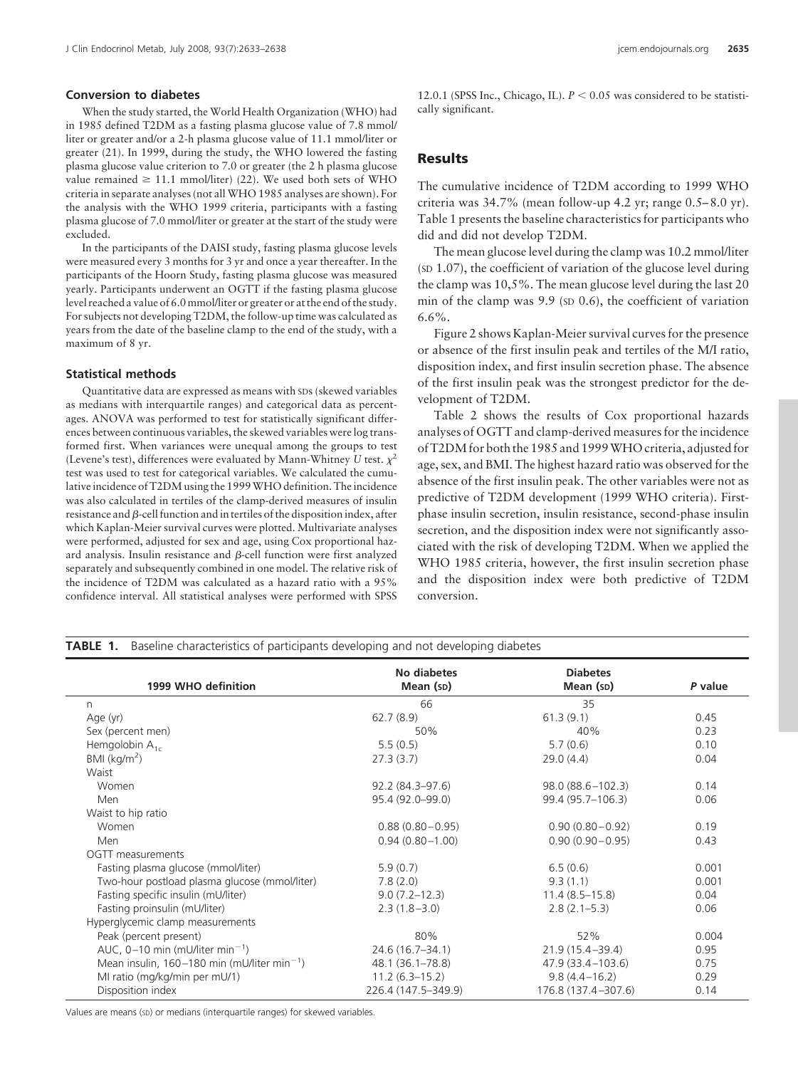### Conversion to diabetes

When the study started, the World Health Organization (WHO) had in 1985 defined T2DM as a fasting plasma glucose value of 7.8 mmol/liter or greater and/or a 2-h plasma glucose value of 11.1 mmol/liter or greater (21). In 1999, during the study, the WHO lowered the fasting plasma glucose value criterion to 7.0 or greater (the 2 h plasma glucose value remained ≥ 11.1 mmol/liter) (22). We used both sets of WHO criteria in separate analyses (not all WHO 1985 analyses are shown). For the analysis with the WHO 1999 criteria, participants with a fasting plasma glucose of 7.0 mmol/liter or greater at the start of the study were excluded.

In the participants of the DAISI study, fasting plasma glucose levels were measured every 3 months for 3 yr and once a year thereafter. In the participants of the Hoorn Study, fasting plasma glucose was measured yearly. Participants underwent an OGTT if the fasting plasma glucose level reached a value of 6.0 mmol/liter or greater or at the end of the study. For subjects not developing T2DM, the follow-up time was calculated as years from the date of the baseline clamp to the end of the study, with a maximum of 8 yr.

### Statistical methods

Quantitative data are expressed as means with SDs (skewed variables as medians with interquartile ranges) and categorical data as percentages. ANOVA was performed to test for statistically significant differences between continuous variables, the skewed variables were log transformed first. When variances were unequal among the groups to test (Levene's test), differences were evaluated by Mann-Whitney *U* test. $\chi^2$ test was used to test for categorical variables. We calculated the cumulative incidence of T2DM using the 1999 WHO definition. The incidence was also calculated in tertiles of the clamp-derived measures of insulin resistance and $\beta$-cell function and in tertiles of the disposition index, after which Kaplan-Meier survival curves were plotted. Multivariate analyses were performed, adjusted for sex and age, using Cox proportional hazard analysis. Insulin resistance and $\beta$-cell function were first analyzed separately and subsequently combined in one model. The relative risk of the incidence of T2DM was calculated as a hazard ratio with a 95% confidence interval. All statistical analyses were performed with SPSS 12.0.1 (SPSS Inc., Chicago, IL). $P < 0.05$ was considered to be statistically significant.

## Results

The cumulative incidence of T2DM according to 1999 WHO criteria was 34.7% (mean follow-up 4.2 yr; range 0.5–8.0 yr). Table 1 presents the baseline characteristics for participants who did and did not develop T2DM.

The mean glucose level during the clamp was 10.2 mmol/liter (SD 1.07), the coefficient of variation of the glucose level during the clamp was 10,5%. The mean glucose level during the last 20 min of the clamp was 9.9 (SD 0.6), the coefficient of variation 6.6%.

Figure 2 shows Kaplan-Meier survival curves for the presence or absence of the first insulin peak and tertiles of the M/I ratio, disposition index, and first insulin secretion phase. The absence of the first insulin peak was the strongest predictor for the development of T2DM.

Table 2 shows the results of Cox proportional hazards analyses of OGTT and clamp-derived measures for the incidence of T2DM for both the 1985 and 1999 WHO criteria, adjusted for age, sex, and BMI. The highest hazard ratio was observed for the absence of the first insulin peak. The other variables were not as predictive of T2DM development (1999 WHO criteria). First-phase insulin secretion, insulin resistance, second-phase insulin secretion, and the disposition index were not significantly associated with the risk of developing T2DM. When we applied the WHO 1985 criteria, however, the first insulin secretion phase and the disposition index were both predictive of T2DM conversion.

**TABLE 1.** Baseline characteristics of participants developing and not developing diabetes

| 1999 WHO definition | No diabetes Mean (SD) | Diabetes Mean (SD) | *P* value |
|---|---|---|---|
| n | 66 | 35 | |
| Age (yr) | 62.7 (8.9) | 61.3 (9.1) | 0.45 |
| Sex (percent men) | 50% | 40% | 0.23 |
| Hemgolobin $A_{1c}$ | 5.5 (0.5) | 5.7 (0.6) | 0.10 |
| BMI (kg/m$^2$) | 27.3 (3.7) | 29.0 (4.4) | 0.04 |
| Waist | | | |
| Women | 92.2 (84.3–97.6) | 98.0 (88.6–102.3) | 0.14 |
| Men | 95.4 (92.0–99.0) | 99.4 (95.7–106.3) | 0.06 |
| Waist to hip ratio | | | |
| Women | 0.88 (0.80–0.95) | 0.90 (0.80–0.92) | 0.19 |
| Men | 0.94 (0.80–1.00) | 0.90 (0.90–0.95) | 0.43 |
| OGTT measurements | | | |
| Fasting plasma glucose (mmol/liter) | 5.9 (0.7) | 6.5 (0.6) | 0.001 |
| Two-hour postload plasma glucose (mmol/liter) | 7.8 (2.0) | 9.3 (1.1) | 0.001 |
| Fasting specific insulin (mU/liter) | 9.0 (7.2–12.3) | 11.4 (8.5–15.8) | 0.04 |
| Fasting proinsulin (mU/liter) | 2.3 (1.8–3.0) | 2.8 (2.1–5.3) | 0.06 |
| Hyperglycemic clamp measurements | | | |
| Peak (percent present) | 80% | 52% | 0.004 |
| AUC, 0–10 min (mU/liter min$^{-1}$) | 24.6 (16.7–34.1) | 21.9 (15.4–39.4) | 0.95 |
| Mean insulin, 160–180 min (mU/liter min$^{-1}$) | 48.1 (36.1–78.8) | 47.9 (33.4–103.6) | 0.75 |
| MI ratio (mg/kg/min per mU/1) | 11.2 (6.3–15.2) | 9.8 (4.4–16.2) | 0.29 |
| Disposition index | 226.4 (147.5–349.9) | 176.8 (137.4–307.6) | 0.14 |

Values are means (SD) or medians (interquartile ranges) for skewed variables.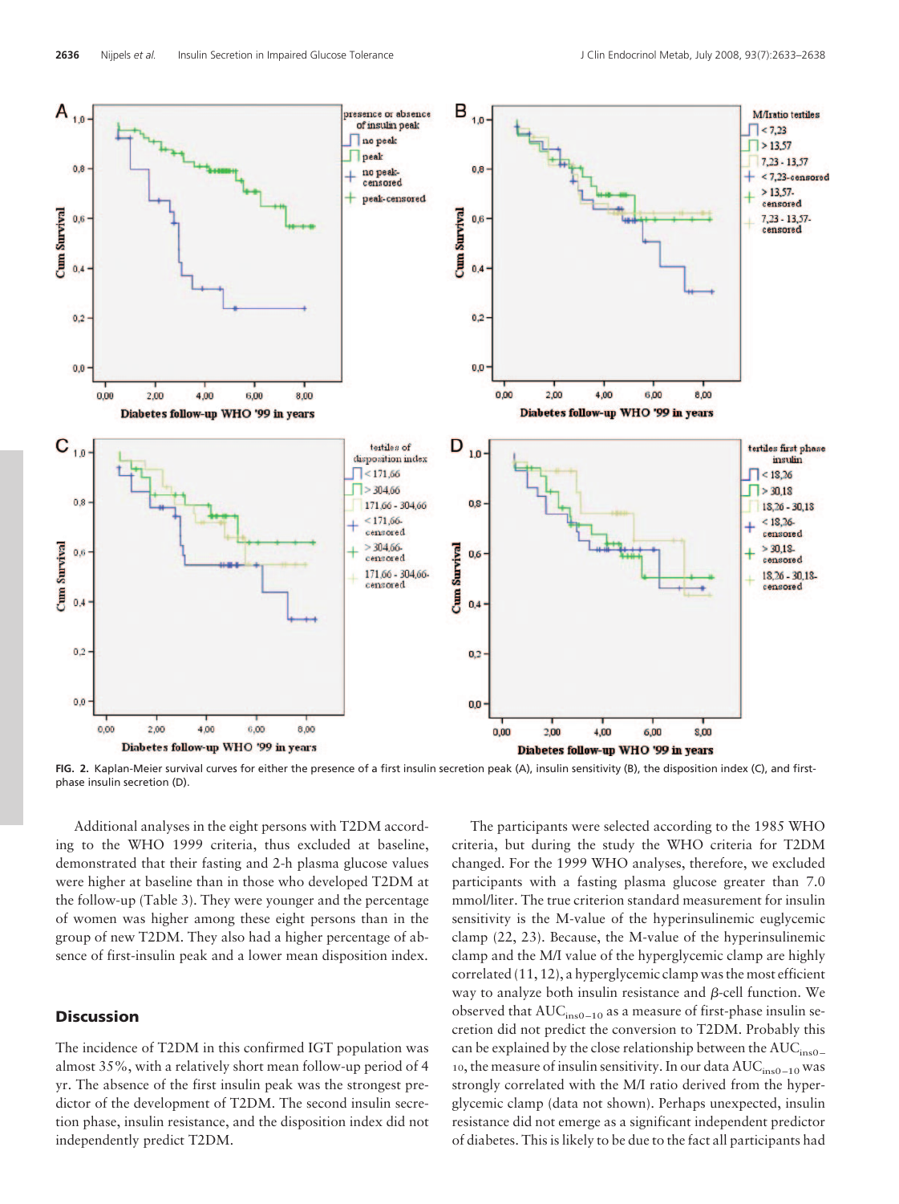**FIG. 2.** Kaplan-Meier survival curves for either the presence of a first insulin secretion peak (A), insulin sensitivity (B), the disposition index (C), and first-phase insulin secretion (D).

Additional analyses in the eight persons with T2DM according to the WHO 1999 criteria, thus excluded at baseline, demonstrated that their fasting and 2-h plasma glucose values were higher at baseline than in those who developed T2DM at the follow-up (Table 3). They were younger and the percentage of women was higher among these eight persons than in the group of new T2DM. They also had a higher percentage of absence of first-insulin peak and a lower mean disposition index.

## Discussion

The incidence of T2DM in this confirmed IGT population was almost 35%, with a relatively short mean follow-up period of 4 yr. The absence of the first insulin peak was the strongest predictor of the development of T2DM. The second insulin secretion phase, insulin resistance, and the disposition index did not independently predict T2DM.

The participants were selected according to the 1985 WHO criteria, but during the study the WHO criteria for T2DM changed. For the 1999 WHO analyses, therefore, we excluded participants with a fasting plasma glucose greater than 7.0 mmol/liter. The true criterion standard measurement for insulin sensitivity is the M-value of the hyperinsulinemic euglycemic clamp (22, 23). Because, the M-value of the hyperinsulinemic clamp and the M/I value of the hyperglycemic clamp are highly correlated (11, 12), a hyperglycemic clamp was the most efficient way to analyze both insulin resistance and β-cell function. We observed that $AUC_{ins0-10}$ as a measure of first-phase insulin secretion did not predict the conversion to T2DM. Probably this can be explained by the close relationship between the $AUC_{ins0-10}$, the measure of insulin sensitivity. In our data $AUC_{ins0-10}$ was strongly correlated with the M/I ratio derived from the hyperglycemic clamp (data not shown). Perhaps unexpected, insulin resistance did not emerge as a significant independent predictor of diabetes. This is likely to be due to the fact all participants had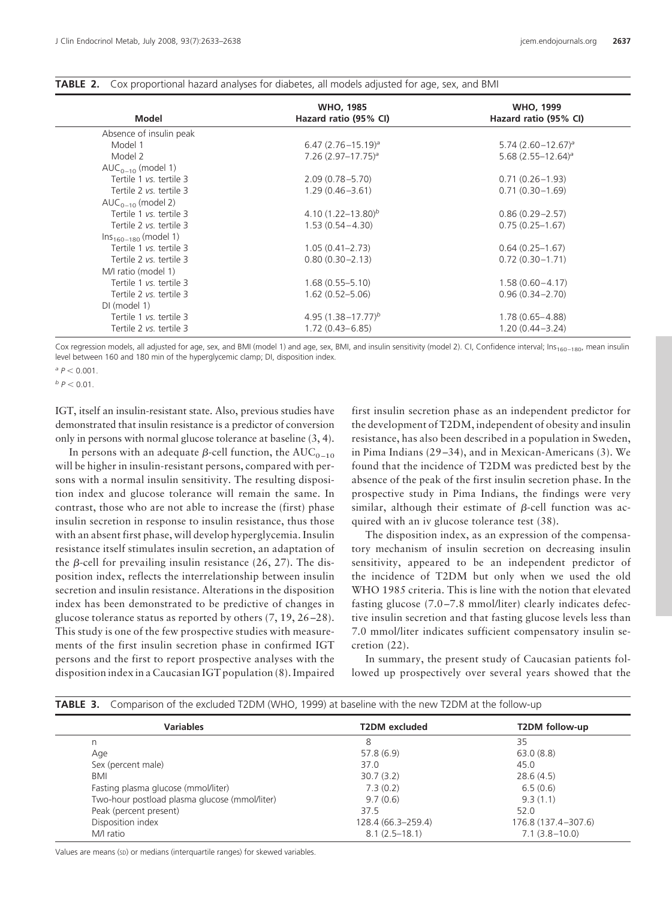**TABLE 2.** Cox proportional hazard analyses for diabetes, all models adjusted for age, sex, and BMI

| Model | WHO, 1985 Hazard ratio (95% CI) | WHO, 1999 Hazard ratio (95% CI) |
|---|---|---|
| Absence of insulin peak | | |
| Model 1 | 6.47 (2.76–15.19)[a] | 5.74 (2.60–12.67)[a] |
| Model 2 | 7.26 (2.97–17.75)[a] | 5.68 (2.55–12.64)[a] |
| $AUC_{0-10}$ (model 1) | | |
| Tertile 1 *vs.* tertile 3 | 2.09 (0.78–5.70) | 0.71 (0.26–1.93) |
| Tertile 2 *vs.* tertile 3 | 1.29 (0.46–3.61) | 0.71 (0.30–1.69) |
| $AUC_{0-10}$ (model 2) | | |
| Tertile 1 *vs.* tertile 3 | 4.10 (1.22–13.80)[b] | 0.86 (0.29–2.57) |
| Tertile 2 *vs.* tertile 3 | 1.53 (0.54–4.30) | 0.75 (0.25–1.67) |
| $Ins_{160-180}$ (model 1) | | |
| Tertile 1 *vs.* tertile 3 | 1.05 (0.41–2.73) | 0.64 (0.25–1.67) |
| Tertile 2 *vs.* tertile 3 | 0.80 (0.30–2.13) | 0.72 (0.30–1.71) |
| M/I ratio (model 1) | | |
| Tertile 1 *vs.* tertile 3 | 1.68 (0.55–5.10) | 1.58 (0.60–4.17) |
| Tertile 2 *vs.* tertile 3 | 1.62 (0.52–5.06) | 0.96 (0.34–2.70) |
| DI (model 1) | | |
| Tertile 1 *vs.* tertile 3 | 4.95 (1.38–17.77)[b] | 1.78 (0.65–4.88) |
| Tertile 2 *vs.* tertile 3 | 1.72 (0.43–6.85) | 1.20 (0.44–3.24) |

Cox regression models, all adjusted for age, sex, and BMI (model 1) and age, sex, BMI, and insulin sensitivity (model 2). CI, Confidence interval; $Ins_{160-180}$, mean insulin level between 160 and 180 min of the hyperglycemic clamp; DI, disposition index.

[a] $P < 0.001$.

[b] $P < 0.01$.

IGT, itself an insulin-resistant state. Also, previous studies have demonstrated that insulin resistance is a predictor of conversion only in persons with normal glucose tolerance at baseline (3, 4).

In persons with an adequate $\beta$-cell function, the $AUC_{0-10}$ will be higher in insulin-resistant persons, compared with persons with a normal insulin sensitivity. The resulting disposition index and glucose tolerance will remain the same. In contrast, those who are not able to increase the (first) phase insulin secretion in response to insulin resistance, thus those with an absent first phase, will develop hyperglycemia. Insulin resistance itself stimulates insulin secretion, an adaptation of the $\beta$-cell for prevailing insulin resistance (26, 27). The disposition index, reflects the interrelationship between insulin secretion and insulin resistance. Alterations in the disposition index has been demonstrated to be predictive of changes in glucose tolerance status as reported by others (7, 19, 26–28). This study is one of the few prospective studies with measurements of the first insulin secretion phase in confirmed IGT persons and the first to report prospective analyses with the disposition index in a Caucasian IGT population (8). Impaired first insulin secretion phase as an independent predictor for the development of T2DM, independent of obesity and insulin resistance, has also been described in a population in Sweden, in Pima Indians (29–34), and in Mexican-Americans (3). We found that the incidence of T2DM was predicted best by the absence of the peak of the first insulin secretion phase. In the prospective study in Pima Indians, the findings were very similar, although their estimate of $\beta$-cell function was acquired with an iv glucose tolerance test (38).

The disposition index, as an expression of the compensatory mechanism of insulin secretion on decreasing insulin sensitivity, appeared to be an independent predictor of the incidence of T2DM but only when we used the old WHO 1985 criteria. This is line with the notion that elevated fasting glucose (7.0–7.8 mmol/liter) clearly indicates defective insulin secretion and that fasting glucose levels less than 7.0 mmol/liter indicates sufficient compensatory insulin secretion (22).

In summary, the present study of Caucasian patients followed up prospectively over several years showed that the

**TABLE 3.** Comparison of the excluded T2DM (WHO, 1999) at baseline with the new T2DM at the follow-up

| Variables | T2DM excluded | T2DM follow-up |
|---|---|---|
| n | 8 | 35 |
| Age | 57.8 (6.9) | 63.0 (8.8) |
| Sex (percent male) | 37.0 | 45.0 |
| BMI | 30.7 (3.2) | 28.6 (4.5) |
| Fasting plasma glucose (mmol/liter) | 7.3 (0.2) | 6.5 (0.6) |
| Two-hour postload plasma glucose (mmol/liter) | 9.7 (0.6) | 9.3 (1.1) |
| Peak (percent present) | 37.5 | 52.0 |
| Disposition index | 128.4 (66.3–259.4) | 176.8 (137.4–307.6) |
| M/I ratio | 8.1 (2.5–18.1) | 7.1 (3.8–10.0) |

Values are means (SD) or medians (interquartile ranges) for skewed variables.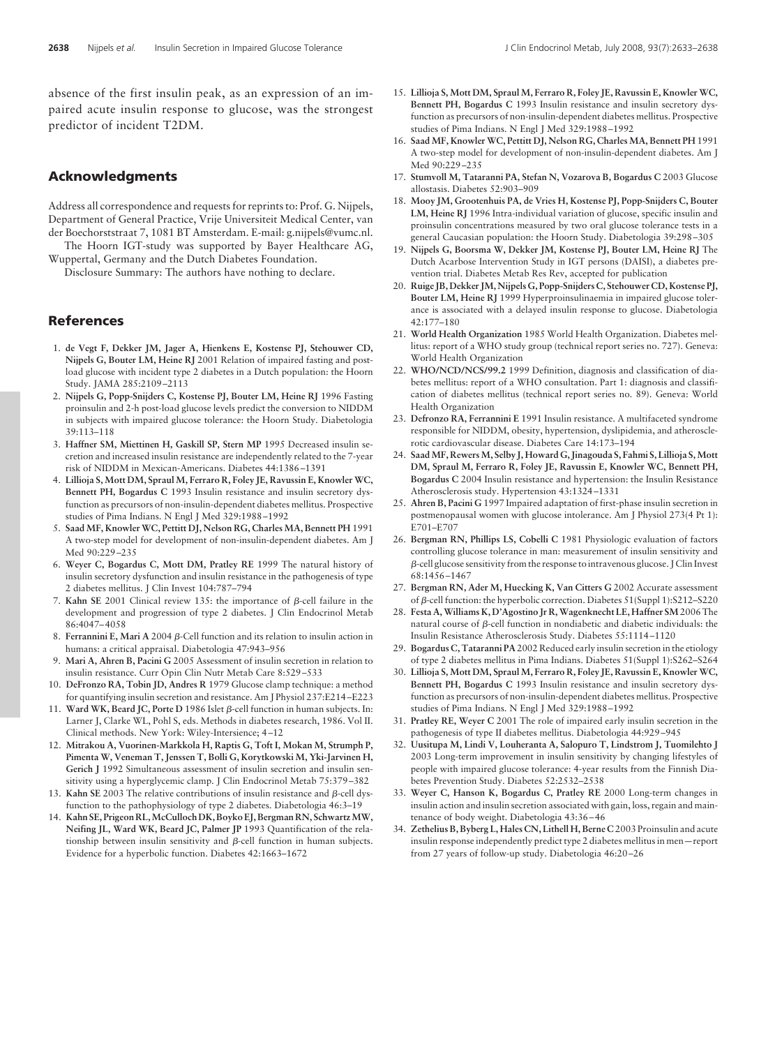absence of the first insulin peak, as an expression of an impaired acute insulin response to glucose, was the strongest predictor of incident T2DM.

## Acknowledgments

Address all correspondence and requests for reprints to: Prof. G. Nijpels, Department of General Practice, Vrije Universiteit Medical Center, van der Boechorststraat 7, 1081 BT Amsterdam. E-mail: g.nijpels@vumc.nl.

The Hoorn IGT-study was supported by Bayer Healthcare AG, Wuppertal, Germany and the Dutch Diabetes Foundation.

Disclosure Summary: The authors have nothing to declare.

## References

1. **de Vegt F, Dekker JM, Jager A, Hienkens E, Kostense PJ, Stehouwer CD, Nijpels G, Bouter LM, Heine RJ** 2001 Relation of impaired fasting and postload glucose with incident type 2 diabetes in a Dutch population: the Hoorn Study. JAMA 285:2109–2113
2. **Nijpels G, Popp-Snijders C, Kostense PJ, Bouter LM, Heine RJ** 1996 Fasting proinsulin and 2-h post-load glucose levels predict the conversion to NIDDM in subjects with impaired glucose tolerance: the Hoorn Study. Diabetologia 39:113–118
3. **Haffner SM, Miettinen H, Gaskill SP, Stern MP** 1995 Decreased insulin secretion and increased insulin resistance are independently related to the 7-year risk of NIDDM in Mexican-Americans. Diabetes 44:1386–1391
4. **Lillioja S, Mott DM, Spraul M, Ferraro R, Foley JE, Ravussin E, Knowler WC, Bennett PH, Bogardus C** 1993 Insulin resistance and insulin secretory dysfunction as precursors of non-insulin-dependent diabetes mellitus. Prospective studies of Pima Indians. N Engl J Med 329:1988–1992
5. **Saad MF, Knowler WC, Pettitt DJ, Nelson RG, Charles MA, Bennett PH** 1991 A two-step model for development of non-insulin-dependent diabetes. Am J Med 90:229–235
6. **Weyer C, Bogardus C, Mott DM, Pratley RE** 1999 The natural history of insulin secretory dysfunction and insulin resistance in the pathogenesis of type 2 diabetes mellitus. J Clin Invest 104:787–794
7. **Kahn SE** 2001 Clinical review 135: the importance of $\beta$-cell failure in the development and progression of type 2 diabetes. J Clin Endocrinol Metab 86:4047–4058
8. **Ferrannini E, Mari A** 2004 $\beta$-Cell function and its relation to insulin action in humans: a critical appraisal. Diabetologia 47:943–956
9. **Mari A, Ahren B, Pacini G** 2005 Assessment of insulin secretion in relation to insulin resistance. Curr Opin Clin Nutr Metab Care 8:529–533
10. **DeFronzo RA, Tobin JD, Andres R** 1979 Glucose clamp technique: a method for quantifying insulin secretion and resistance. Am J Physiol 237:E214–E223
11. **Ward WK, Beard JC, Porte D** 1986 Islet $\beta$-cell function in human subjects. In: Larner J, Clarke WL, Pohl S, eds. Methods in diabetes research, 1986. Vol II. Clinical methods. New York: Wiley-Intersience; 4–12
12. **Mitrakou A, Vuorinen-Markkola H, Raptis G, Toft I, Mokan M, Strumph P, Pimenta W, Veneman T, Jenssen T, Bolli G, Korytkowski M, Yki-Jarvinen H, Gerich J** 1992 Simultaneous assessment of insulin secretion and insulin sensitivity using a hyperglycemic clamp. J Clin Endocrinol Metab 75:379–382
13. **Kahn SE** 2003 The relative contributions of insulin resistance and $\beta$-cell dysfunction to the pathophysiology of type 2 diabetes. Diabetologia 46:3–19
14. **Kahn SE, Prigeon RL, McCulloch DK, Boyko EJ, Bergman RN, Schwartz MW, Neifing JL, Ward WK, Beard JC, Palmer JP** 1993 Quantification of the relationship between insulin sensitivity and $\beta$-cell function in human subjects. Evidence for a hyperbolic function. Diabetes 42:1663–1672
15. **Lillioja S, Mott DM, Spraul M, Ferraro R, Foley JE, Ravussin E, Knowler WC, Bennett PH, Bogardus C** 1993 Insulin resistance and insulin secretory dysfunction as precursors of non-insulin-dependent diabetes mellitus. Prospective studies of Pima Indians. N Engl J Med 329:1988–1992
16. **Saad MF, Knowler WC, Pettitt DJ, Nelson RG, Charles MA, Bennett PH** 1991 A two-step model for development of non-insulin-dependent diabetes. Am J Med 90:229–235
17. **Stumvoll M, Tataranni PA, Stefan N, Vozarova B, Bogardus C** 2003 Glucose allostasis. Diabetes 52:903–909
18. **Mooy JM, Grootenhuis PA, de Vries H, Kostense PJ, Popp-Snijders C, Bouter LM, Heine RJ** 1996 Intra-individual variation of glucose, specific insulin and proinsulin concentrations measured by two oral glucose tolerance tests in a general Caucasian population: the Hoorn Study. Diabetologia 39:298–305
19. **Nijpels G, Boorsma W, Dekker JM, Kostense PJ, Bouter LM, Heine RJ** The Dutch Acarbose Intervention Study in IGT persons (DAISI), a diabetes prevention trial. Diabetes Metab Res Rev, accepted for publication
20. **Ruige JB, Dekker JM, Nijpels G, Popp-Snijders C, Stehouwer CD, Kostense PJ, Bouter LM, Heine RJ** 1999 Hyperproinsulinaemia in impaired glucose tolerance is associated with a delayed insulin response to glucose. Diabetologia 42:177–180
21. **World Health Organization** 1985 World Health Organization. Diabetes mellitus: report of a WHO study group (technical report series no. 727). Geneva: World Health Organization
22. **WHO/NCD/NCS/99.2** 1999 Definition, diagnosis and classification of diabetes mellitus: report of a WHO consultation. Part 1: diagnosis and classification of diabetes mellitus (technical report series no. 89). Geneva: World Health Organization
23. **Defronzo RA, Ferrannini E** 1991 Insulin resistance. A multifaceted syndrome responsible for NIDDM, obesity, hypertension, dyslipidemia, and atherosclerotic cardiovascular disease. Diabetes Care 14:173–194
24. **Saad MF, Rewers M, Selby J, Howard G, Jinagouda S, Fahmi S, Lillioja S, Mott DM, Spraul M, Ferraro R, Foley JE, Ravussin E, Knowler WC, Bennett PH, Bogardus C** 2004 Insulin resistance and hypertension: the Insulin Resistance Atherosclerosis study. Hypertension 43:1324–1331
25. **Ahren B, Pacini G** 1997 Impaired adaptation of first-phase insulin secretion in postmenopausal women with glucose intolerance. Am J Physiol 273(4 Pt 1): E701–E707
26. **Bergman RN, Phillips LS, Cobelli C** 1981 Physiologic evaluation of factors controlling glucose tolerance in man: measurement of insulin sensitivity and $\beta$-cell glucose sensitivity from the response to intravenous glucose. J Clin Invest 68:1456–1467
27. **Bergman RN, Ader M, Huecking K, Van Citters G** 2002 Accurate assessment of $\beta$-cell function: the hyperbolic correction. Diabetes 51(Suppl 1):S212–S220
28. **Festa A, Williams K, D'Agostino Jr R, Wagenknecht LE, Haffner SM** 2006 The natural course of $\beta$-cell function in nondiabetic and diabetic individuals: the Insulin Resistance Atherosclerosis Study. Diabetes 55:1114–1120
29. **Bogardus C, Tataranni PA** 2002 Reduced early insulin secretion in the etiology of type 2 diabetes mellitus in Pima Indians. Diabetes 51(Suppl 1):S262–S264
30. **Lillioja S, Mott DM, Spraul M, Ferraro R, Foley JE, Ravussin E, Knowler WC, Bennett PH, Bogardus C** 1993 Insulin resistance and insulin secretory dysfunction as precursors of non-insulin-dependent diabetes mellitus. Prospective studies of Pima Indians. N Engl J Med 329:1988–1992
31. **Pratley RE, Weyer C** 2001 The role of impaired early insulin secretion in the pathogenesis of type II diabetes mellitus. Diabetologia 44:929–945
32. **Uusitupa M, Lindi V, Louheranta A, Salopuro T, Lindstrom J, Tuomilehto J** 2003 Long-term improvement in insulin sensitivity by changing lifestyles of people with impaired glucose tolerance: 4-year results from the Finnish Diabetes Prevention Study. Diabetes 52:2532–2538
33. **Weyer C, Hanson K, Bogardus C, Pratley RE** 2000 Long-term changes in insulin action and insulin secretion associated with gain, loss, regain and maintenance of body weight. Diabetologia 43:36–46
34. **Zethelius B, Byberg L, Hales CN, Lithell H, Berne C** 2003 Proinsulin and acute insulin response independently predict type 2 diabetes mellitus in men—report from 27 years of follow-up study. Diabetologia 46:20–26